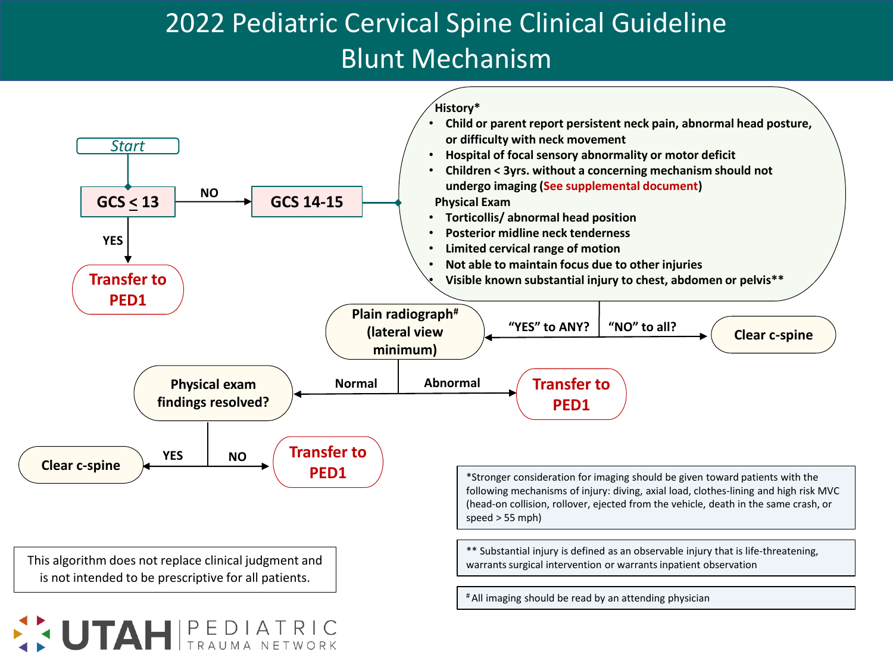# 2022 Pediatric Cervical Spine Clinical Guideline
## Blunt Mechanism

**Start**

**GCS ≤ 13**

- **YES** → **Transfer to PED1**
- **NO** → **GCS 14-15**

**GCS 14-15** →

**History***
- Child or parent report persistent neck pain, abnormal head posture, or difficulty with neck movement
- Hospital of focal sensory abnormality or motor deficit
- Children < 3yrs. without a concerning mechanism should not undergo imaging (See supplemental document)

**Physical Exam**
- Torticollis/ abnormal head position
- Posterior midline neck tenderness
- Limited cervical range of motion
- Not able to maintain focus due to other injuries
- Visible known substantial injury to chest, abdomen or pelvis**

- **"NO" to all?** → **Clear c-spine**
- **"YES" to ANY?** → **Plain radiograph[#] (lateral view minimum)**
  - **Abnormal** → **Transfer to PED1**
  - **Normal** → **Physical exam findings resolved?**
    - **YES** → **Clear c-spine**
    - **NO** → **Transfer to PED1**

*Stronger consideration for imaging should be given toward patients with the following mechanisms of injury: diving, axial load, clothes-lining and high risk MVC (head-on collision, rollover, ejected from the vehicle, death in the same crash, or speed > 55 mph)

** Substantial injury is defined as an observable injury that is life-threatening, warrants surgical intervention or warrants inpatient observation

[#] All imaging should be read by an attending physician

This algorithm does not replace clinical judgment and is not intended to be prescriptive for all patients.

UTAH PEDIATRIC TRAUMA NETWORK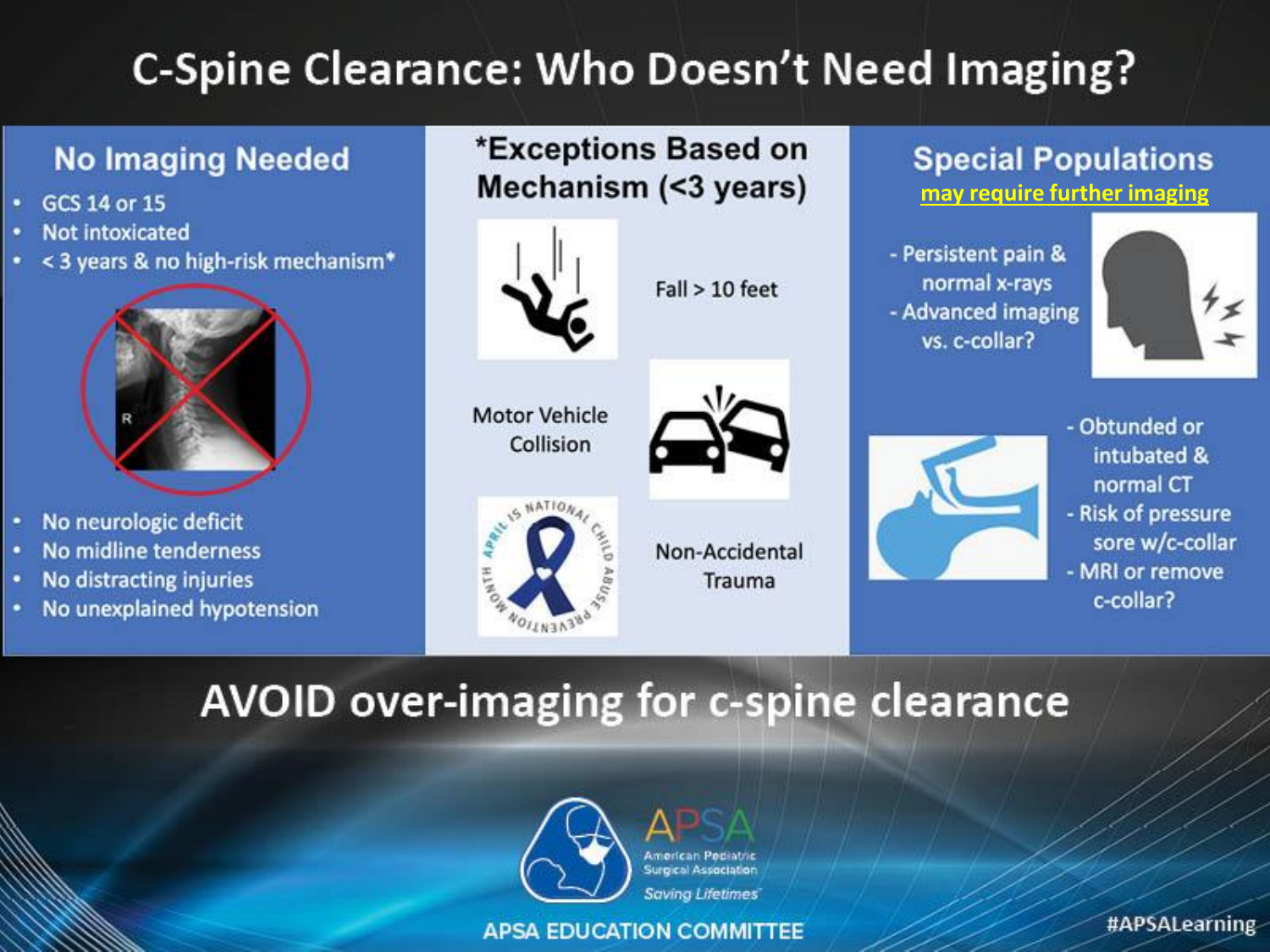# C-Spine Clearance: Who Doesn't Need Imaging?

## No Imaging Needed

- GCS 14 or 15
- Not intoxicated
- < 3 years & no high-risk mechanism*
- No neurologic deficit
- No midline tenderness
- No distracting injuries
- No unexplained hypotension

## *Exceptions Based on Mechanism (<3 years)

Fall > 10 feet

Motor Vehicle Collision

Non-Accidental Trauma

## Special Populations

**may require further imaging**

- Persistent pain & normal x-rays
- Advanced imaging vs. c-collar?

- Obtunded or intubated & normal CT
- Risk of pressure sore w/c-collar
- MRI or remove c-collar?

**AVOID over-imaging for c-spine clearance**

APSA American Pediatric Surgical Association *Saving Lifetimes*

APSA EDUCATION COMMITTEE

#APSALearning